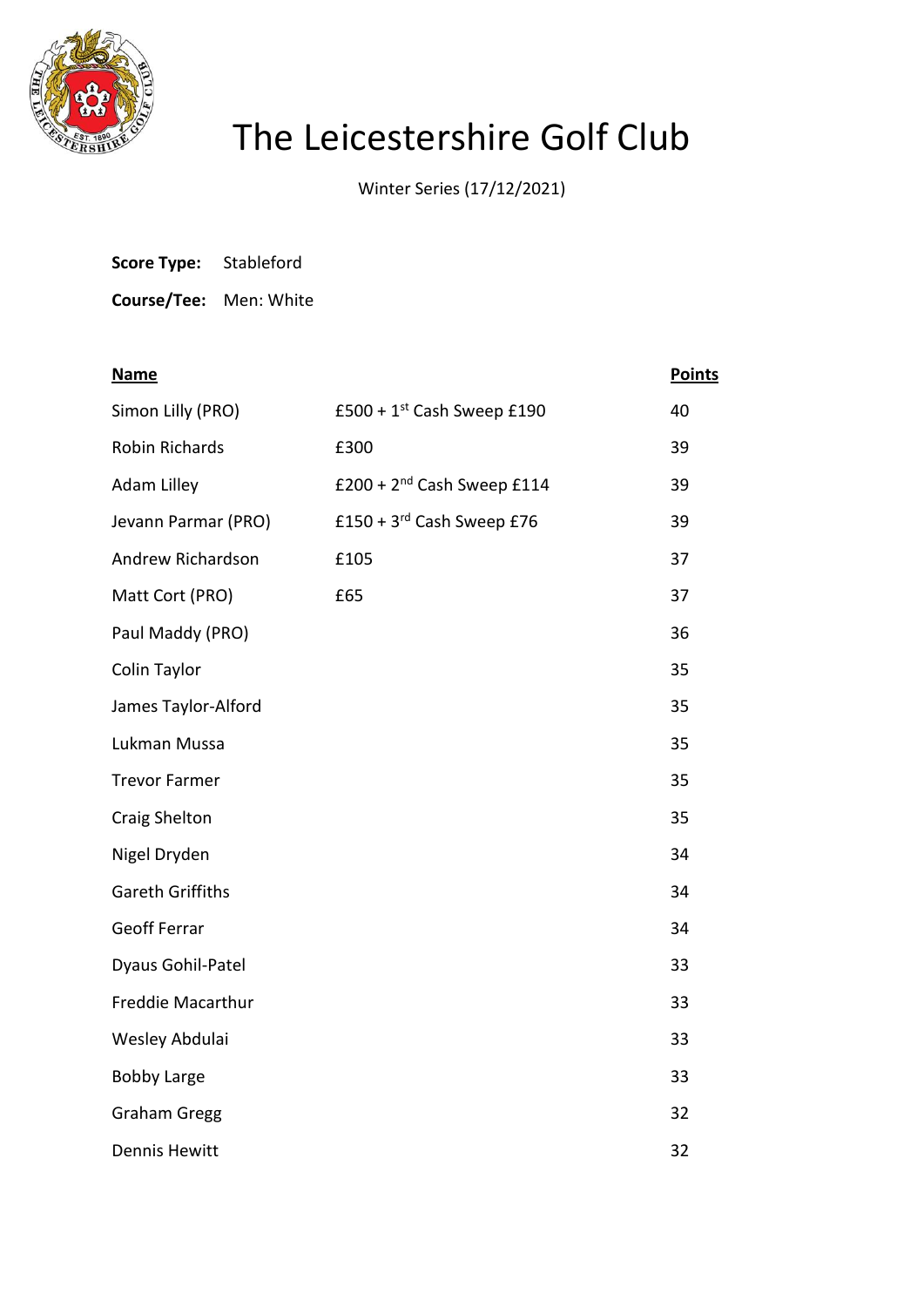# The Leicestershire Golf Club

Winter Series (17/12/2021)

**Score Type:** Stableford

**Course/Tee:** Men: White

| **Name** | | **Points** |
|---|---|---|
| Simon Lilly (PRO) | £500 + 1st Cash Sweep £190 | 40 |
| Robin Richards | £300 | 39 |
| Adam Lilley | £200 + 2nd Cash Sweep £114 | 39 |
| Jevann Parmar (PRO) | £150 + 3rd Cash Sweep £76 | 39 |
| Andrew Richardson | £105 | 37 |
| Matt Cort (PRO) | £65 | 37 |
| Paul Maddy (PRO) | | 36 |
| Colin Taylor | | 35 |
| James Taylor-Alford | | 35 |
| Lukman Mussa | | 35 |
| Trevor Farmer | | 35 |
| Craig Shelton | | 35 |
| Nigel Dryden | | 34 |
| Gareth Griffiths | | 34 |
| Geoff Ferrar | | 34 |
| Dyaus Gohil-Patel | | 33 |
| Freddie Macarthur | | 33 |
| Wesley Abdulai | | 33 |
| Bobby Large | | 33 |
| Graham Gregg | | 32 |
| Dennis Hewitt | | 32 |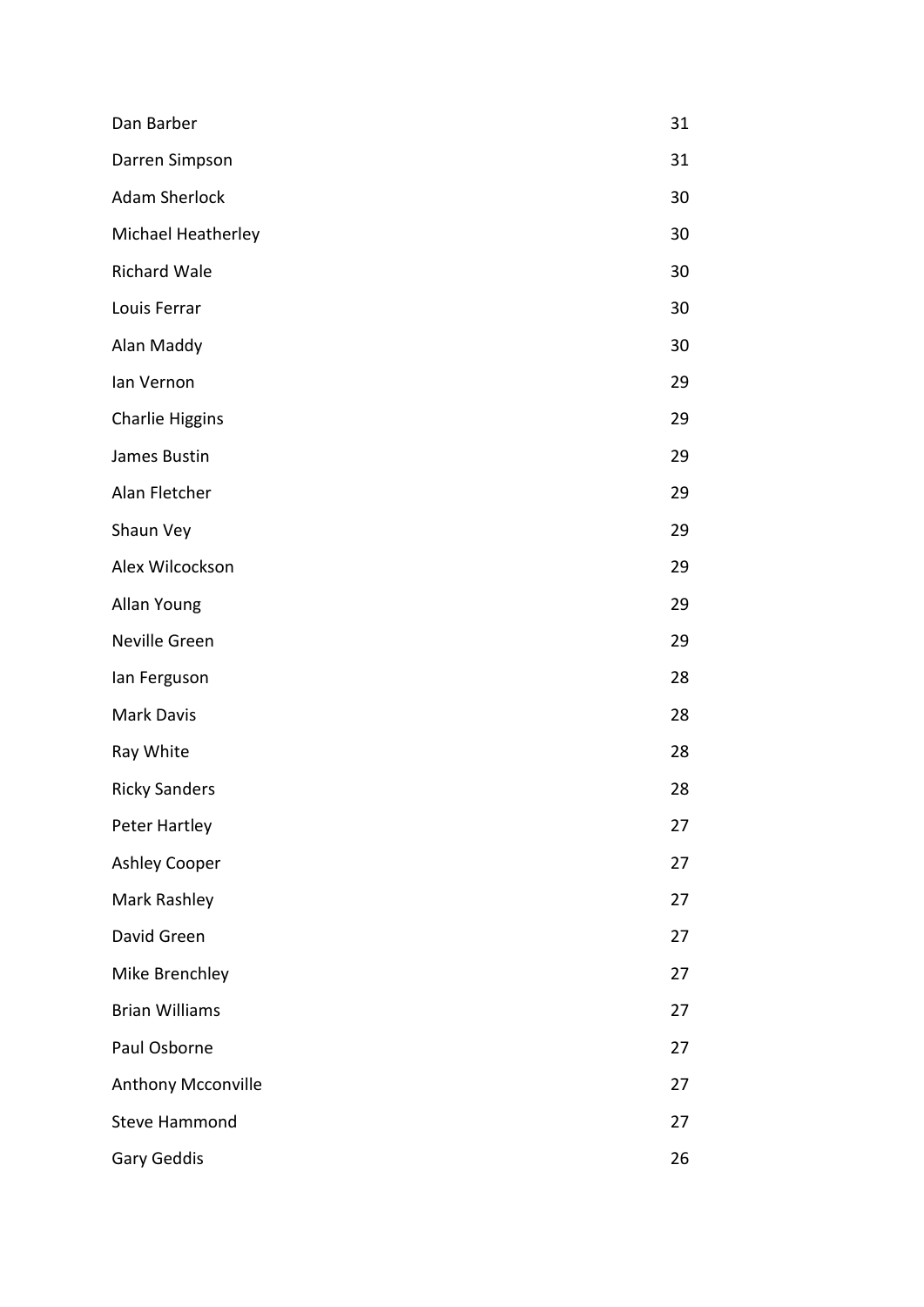| | |
|---|---|
| Dan Barber | 31 |
| Darren Simpson | 31 |
| Adam Sherlock | 30 |
| Michael Heatherley | 30 |
| Richard Wale | 30 |
| Louis Ferrar | 30 |
| Alan Maddy | 30 |
| Ian Vernon | 29 |
| Charlie Higgins | 29 |
| James Bustin | 29 |
| Alan Fletcher | 29 |
| Shaun Vey | 29 |
| Alex Wilcockson | 29 |
| Allan Young | 29 |
| Neville Green | 29 |
| Ian Ferguson | 28 |
| Mark Davis | 28 |
| Ray White | 28 |
| Ricky Sanders | 28 |
| Peter Hartley | 27 |
| Ashley Cooper | 27 |
| Mark Rashley | 27 |
| David Green | 27 |
| Mike Brenchley | 27 |
| Brian Williams | 27 |
| Paul Osborne | 27 |
| Anthony Mcconville | 27 |
| Steve Hammond | 27 |
| Gary Geddis | 26 |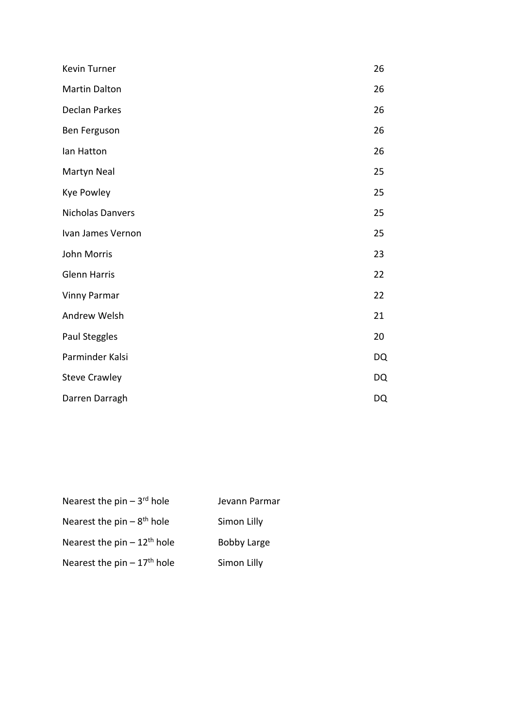| | |
|---|---|
| Kevin Turner | 26 |
| Martin Dalton | 26 |
| Declan Parkes | 26 |
| Ben Ferguson | 26 |
| Ian Hatton | 26 |
| Martyn Neal | 25 |
| Kye Powley | 25 |
| Nicholas Danvers | 25 |
| Ivan James Vernon | 25 |
| John Morris | 23 |
| Glenn Harris | 22 |
| Vinny Parmar | 22 |
| Andrew Welsh | 21 |
| Paul Steggles | 20 |
| Parminder Kalsi | DQ |
| Steve Crawley | DQ |
| Darren Darragh | DQ |

| | |
|---|---|
| Nearest the pin – 3rd hole | Jevann Parmar |
| Nearest the pin – 8th hole | Simon Lilly |
| Nearest the pin – 12th hole | Bobby Large |
| Nearest the pin – 17th hole | Simon Lilly |